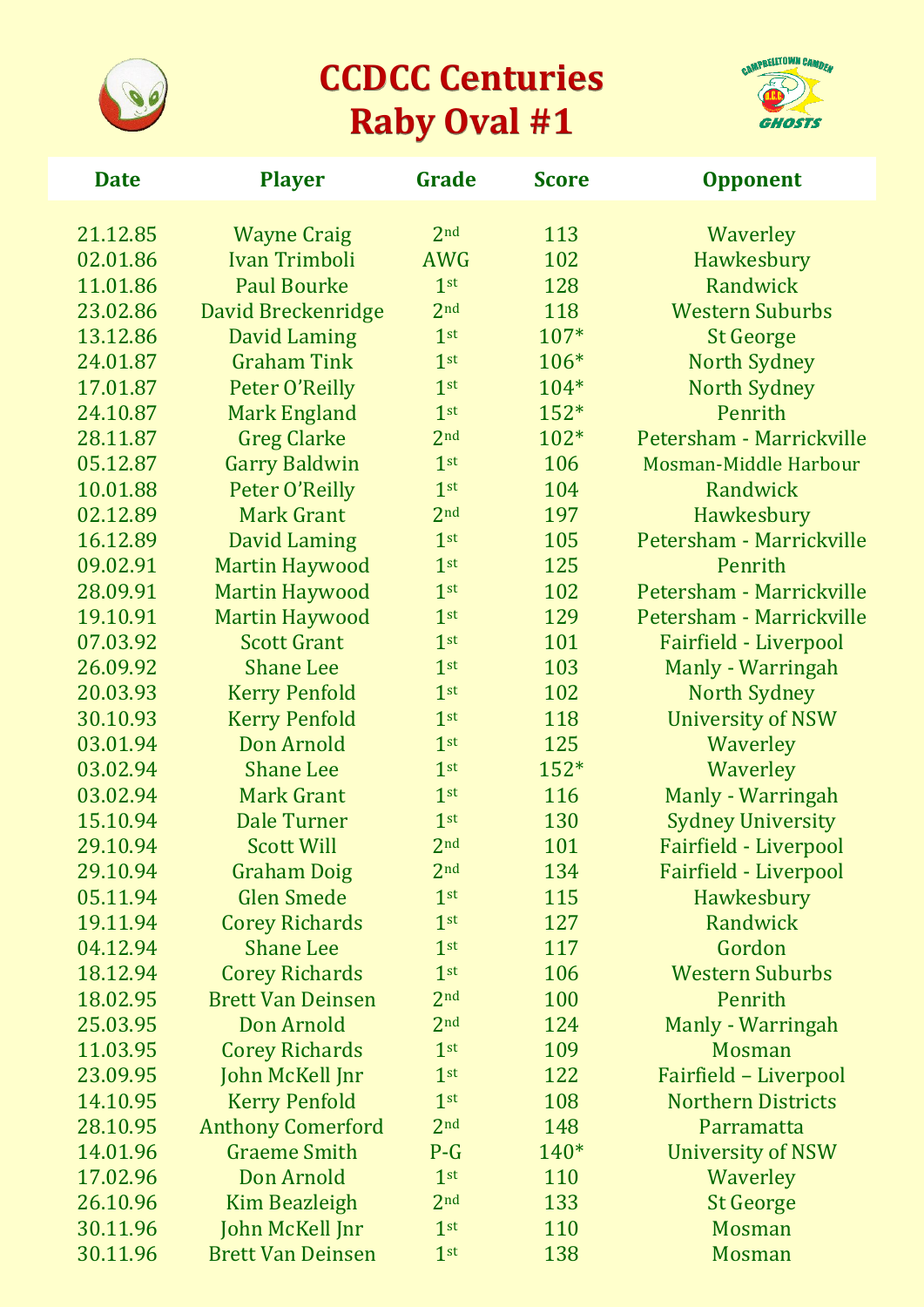# CCDCC Centuries
## Raby Oval #1

| Date | Player | Grade | Score | Opponent |
|---|---|---|---|---|
| 21.12.85 | Wayne Craig | 2nd | 113 | Waverley |
| 02.01.86 | Ivan Trimboli | AWG | 102 | Hawkesbury |
| 11.01.86 | Paul Bourke | 1st | 128 | Randwick |
| 23.02.86 | David Breckenridge | 2nd | 118 | Western Suburbs |
| 13.12.86 | David Laming | 1st | 107* | St George |
| 24.01.87 | Graham Tink | 1st | 106* | North Sydney |
| 17.01.87 | Peter O'Reilly | 1st | 104* | North Sydney |
| 24.10.87 | Mark England | 1st | 152* | Penrith |
| 28.11.87 | Greg Clarke | 2nd | 102* | Petersham - Marrickville |
| 05.12.87 | Garry Baldwin | 1st | 106 | Mosman-Middle Harbour |
| 10.01.88 | Peter O'Reilly | 1st | 104 | Randwick |
| 02.12.89 | Mark Grant | 2nd | 197 | Hawkesbury |
| 16.12.89 | David Laming | 1st | 105 | Petersham - Marrickville |
| 09.02.91 | Martin Haywood | 1st | 125 | Penrith |
| 28.09.91 | Martin Haywood | 1st | 102 | Petersham - Marrickville |
| 19.10.91 | Martin Haywood | 1st | 129 | Petersham - Marrickville |
| 07.03.92 | Scott Grant | 1st | 101 | Fairfield - Liverpool |
| 26.09.92 | Shane Lee | 1st | 103 | Manly - Warringah |
| 20.03.93 | Kerry Penfold | 1st | 102 | North Sydney |
| 30.10.93 | Kerry Penfold | 1st | 118 | University of NSW |
| 03.01.94 | Don Arnold | 1st | 125 | Waverley |
| 03.02.94 | Shane Lee | 1st | 152* | Waverley |
| 03.02.94 | Mark Grant | 1st | 116 | Manly - Warringah |
| 15.10.94 | Dale Turner | 1st | 130 | Sydney University |
| 29.10.94 | Scott Will | 2nd | 101 | Fairfield - Liverpool |
| 29.10.94 | Graham Doig | 2nd | 134 | Fairfield - Liverpool |
| 05.11.94 | Glen Smede | 1st | 115 | Hawkesbury |
| 19.11.94 | Corey Richards | 1st | 127 | Randwick |
| 04.12.94 | Shane Lee | 1st | 117 | Gordon |
| 18.12.94 | Corey Richards | 1st | 106 | Western Suburbs |
| 18.02.95 | Brett Van Deinsen | 2nd | 100 | Penrith |
| 25.03.95 | Don Arnold | 2nd | 124 | Manly - Warringah |
| 11.03.95 | Corey Richards | 1st | 109 | Mosman |
| 23.09.95 | John McKell Jnr | 1st | 122 | Fairfield – Liverpool |
| 14.10.95 | Kerry Penfold | 1st | 108 | Northern Districts |
| 28.10.95 | Anthony Comerford | 2nd | 148 | Parramatta |
| 14.01.96 | Graeme Smith | P-G | 140* | University of NSW |
| 17.02.96 | Don Arnold | 1st | 110 | Waverley |
| 26.10.96 | Kim Beazleigh | 2nd | 133 | St George |
| 30.11.96 | John McKell Jnr | 1st | 110 | Mosman |
| 30.11.96 | Brett Van Deinsen | 1st | 138 | Mosman |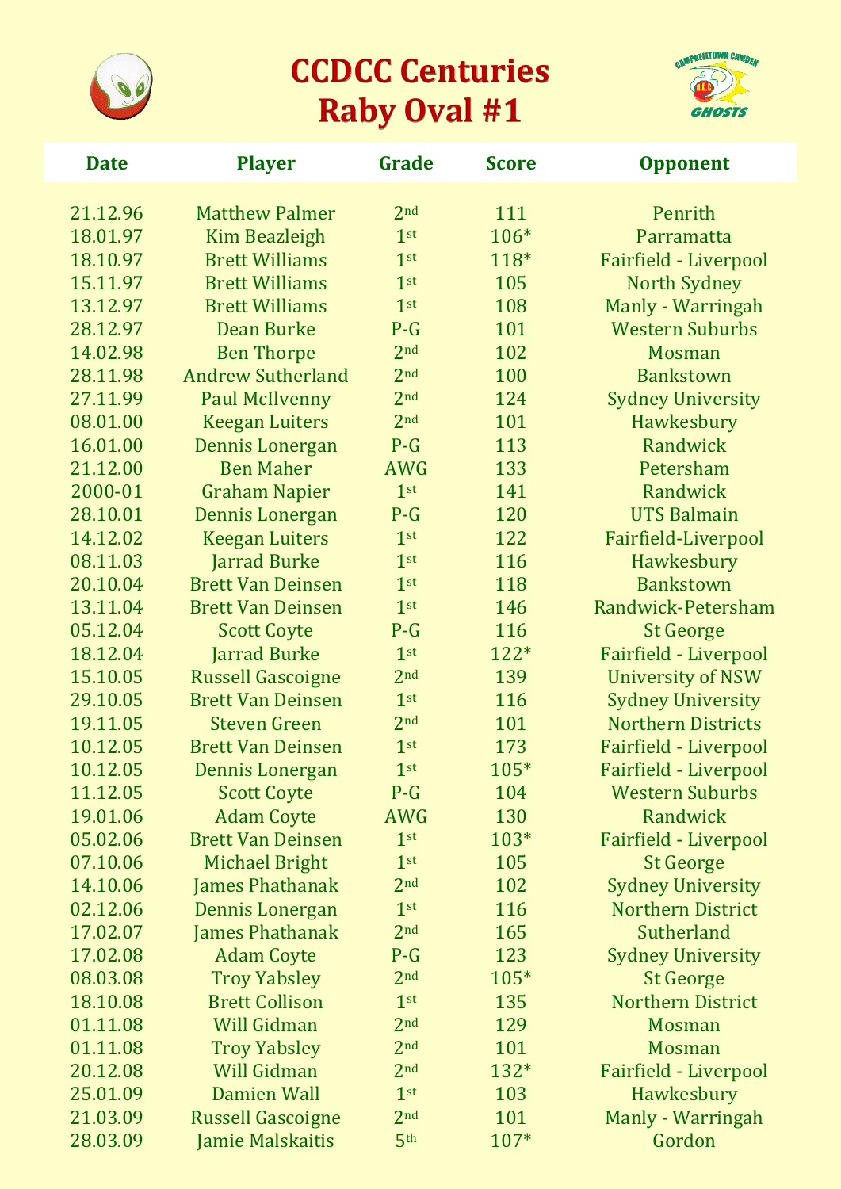# CCDCC Centuries
## Raby Oval #1

| Date | Player | Grade | Score | Opponent |
|---|---|---|---|---|
| 21.12.96 | Matthew Palmer | 2nd | 111 | Penrith |
| 18.01.97 | Kim Beazleigh | 1st | 106* | Parramatta |
| 18.10.97 | Brett Williams | 1st | 118* | Fairfield - Liverpool |
| 15.11.97 | Brett Williams | 1st | 105 | North Sydney |
| 13.12.97 | Brett Williams | 1st | 108 | Manly - Warringah |
| 28.12.97 | Dean Burke | P-G | 101 | Western Suburbs |
| 14.02.98 | Ben Thorpe | 2nd | 102 | Mosman |
| 28.11.98 | Andrew Sutherland | 2nd | 100 | Bankstown |
| 27.11.99 | Paul McIlvenny | 2nd | 124 | Sydney University |
| 08.01.00 | Keegan Luiters | 2nd | 101 | Hawkesbury |
| 16.01.00 | Dennis Lonergan | P-G | 113 | Randwick |
| 21.12.00 | Ben Maher | AWG | 133 | Petersham |
| 2000-01 | Graham Napier | 1st | 141 | Randwick |
| 28.10.01 | Dennis Lonergan | P-G | 120 | UTS Balmain |
| 14.12.02 | Keegan Luiters | 1st | 122 | Fairfield-Liverpool |
| 08.11.03 | Jarrad Burke | 1st | 116 | Hawkesbury |
| 20.10.04 | Brett Van Deinsen | 1st | 118 | Bankstown |
| 13.11.04 | Brett Van Deinsen | 1st | 146 | Randwick-Petersham |
| 05.12.04 | Scott Coyte | P-G | 116 | St George |
| 18.12.04 | Jarrad Burke | 1st | 122* | Fairfield - Liverpool |
| 15.10.05 | Russell Gascoigne | 2nd | 139 | University of NSW |
| 29.10.05 | Brett Van Deinsen | 1st | 116 | Sydney University |
| 19.11.05 | Steven Green | 2nd | 101 | Northern Districts |
| 10.12.05 | Brett Van Deinsen | 1st | 173 | Fairfield - Liverpool |
| 10.12.05 | Dennis Lonergan | 1st | 105* | Fairfield - Liverpool |
| 11.12.05 | Scott Coyte | P-G | 104 | Western Suburbs |
| 19.01.06 | Adam Coyte | AWG | 130 | Randwick |
| 05.02.06 | Brett Van Deinsen | 1st | 103* | Fairfield - Liverpool |
| 07.10.06 | Michael Bright | 1st | 105 | St George |
| 14.10.06 | James Phathanak | 2nd | 102 | Sydney University |
| 02.12.06 | Dennis Lonergan | 1st | 116 | Northern District |
| 17.02.07 | James Phathanak | 2nd | 165 | Sutherland |
| 17.02.08 | Adam Coyte | P-G | 123 | Sydney University |
| 08.03.08 | Troy Yabsley | 2nd | 105* | St George |
| 18.10.08 | Brett Collison | 1st | 135 | Northern District |
| 01.11.08 | Will Gidman | 2nd | 129 | Mosman |
| 01.11.08 | Troy Yabsley | 2nd | 101 | Mosman |
| 20.12.08 | Will Gidman | 2nd | 132* | Fairfield - Liverpool |
| 25.01.09 | Damien Wall | 1st | 103 | Hawkesbury |
| 21.03.09 | Russell Gascoigne | 2nd | 101 | Manly - Warringah |
| 28.03.09 | Jamie Malskaitis | 5th | 107* | Gordon |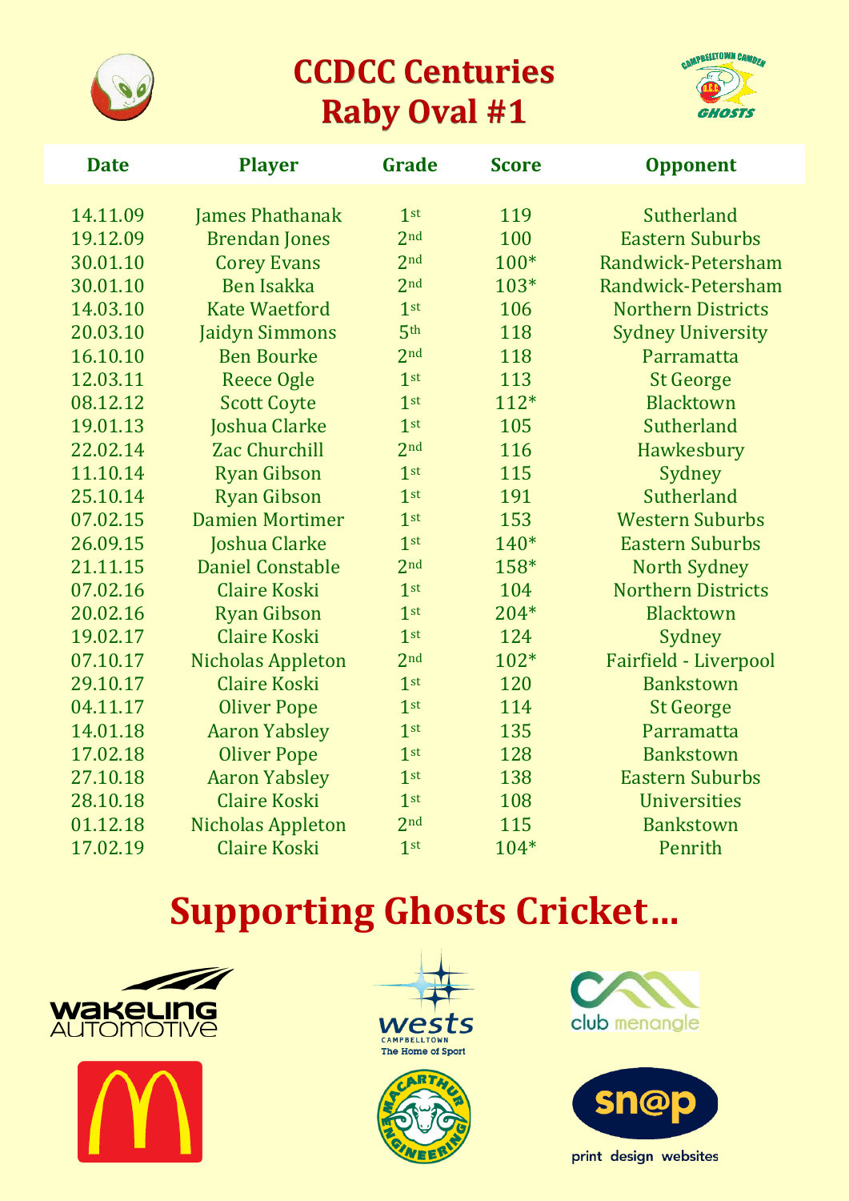# CCDCC Centuries
# Raby Oval #1

| Date | Player | Grade | Score | Opponent |
|---|---|---|---|---|
| 14.11.09 | James Phathanak | 1st | 119 | Sutherland |
| 19.12.09 | Brendan Jones | 2nd | 100 | Eastern Suburbs |
| 30.01.10 | Corey Evans | 2nd | 100* | Randwick-Petersham |
| 30.01.10 | Ben Isakka | 2nd | 103* | Randwick-Petersham |
| 14.03.10 | Kate Waetford | 1st | 106 | Northern Districts |
| 20.03.10 | Jaidyn Simmons | 5th | 118 | Sydney University |
| 16.10.10 | Ben Bourke | 2nd | 118 | Parramatta |
| 12.03.11 | Reece Ogle | 1st | 113 | St George |
| 08.12.12 | Scott Coyte | 1st | 112* | Blacktown |
| 19.01.13 | Joshua Clarke | 1st | 105 | Sutherland |
| 22.02.14 | Zac Churchill | 2nd | 116 | Hawkesbury |
| 11.10.14 | Ryan Gibson | 1st | 115 | Sydney |
| 25.10.14 | Ryan Gibson | 1st | 191 | Sutherland |
| 07.02.15 | Damien Mortimer | 1st | 153 | Western Suburbs |
| 26.09.15 | Joshua Clarke | 1st | 140* | Eastern Suburbs |
| 21.11.15 | Daniel Constable | 2nd | 158* | North Sydney |
| 07.02.16 | Claire Koski | 1st | 104 | Northern Districts |
| 20.02.16 | Ryan Gibson | 1st | 204* | Blacktown |
| 19.02.17 | Claire Koski | 1st | 124 | Sydney |
| 07.10.17 | Nicholas Appleton | 2nd | 102* | Fairfield - Liverpool |
| 29.10.17 | Claire Koski | 1st | 120 | Bankstown |
| 04.11.17 | Oliver Pope | 1st | 114 | St George |
| 14.01.18 | Aaron Yabsley | 1st | 135 | Parramatta |
| 17.02.18 | Oliver Pope | 1st | 128 | Bankstown |
| 27.10.18 | Aaron Yabsley | 1st | 138 | Eastern Suburbs |
| 28.10.18 | Claire Koski | 1st | 108 | Universities |
| 01.12.18 | Nicholas Appleton | 2nd | 115 | Bankstown |
| 17.02.19 | Claire Koski | 1st | 104* | Penrith |

## Supporting Ghosts Cricket…